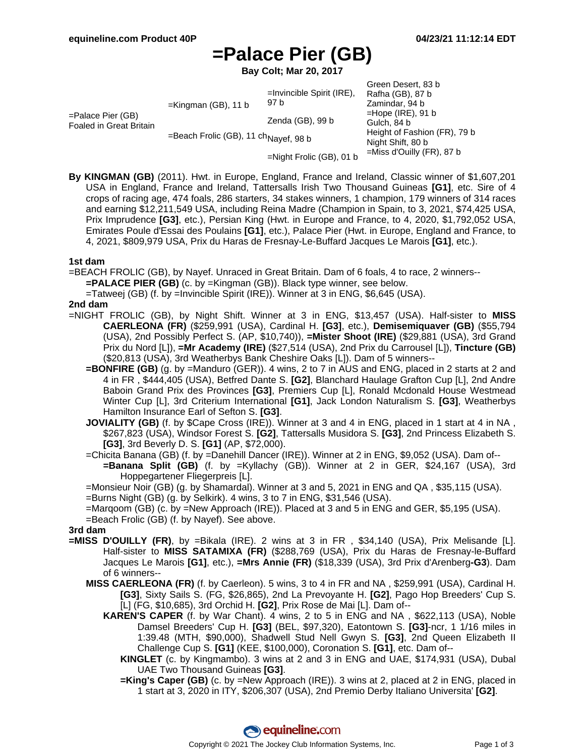# =Palace Pier (GB)

**Bay Colt; Mar 20, 2017**

| | | | |
|---|---|---|---|
| =Palace Pier (GB) Foaled in Great Britain | =Kingman (GB), 11 b | =Invincible Spirit (IRE), 97 b | Green Desert, 83 b |
| | | | Rafha (GB), 87 b |
| | | Zenda (GB), 99 b | Zamindar, 94 b |
| | | | =Hope (IRE), 91 b |
| | =Beach Frolic (GB), 11 ch | Nayef, 98 b | Gulch, 84 b |
| | | | Height of Fashion (FR), 79 b |
| | | =Night Frolic (GB), 01 b | Night Shift, 80 b |
| | | | =Miss d'Ouilly (FR), 87 b |

**By KINGMAN (GB)** (2011). Hwt. in Europe, England, France and Ireland, Classic winner of $1,607,201 USA in England, France and Ireland, Tattersalls Irish Two Thousand Guineas **[G1]**, etc. Sire of 4 crops of racing age, 474 foals, 286 starters, 34 stakes winners, 1 champion, 179 winners of 314 races and earning $12,211,549 USA, including Reina Madre (Champion in Spain, to 3, 2021, $74,425 USA, Prix Imprudence **[G3]**, etc.), Persian King (Hwt. in Europe and France, to 4, 2020, $1,792,052 USA, Emirates Poule d'Essai des Poulains **[G1]**, etc.), Palace Pier (Hwt. in Europe, England and France, to 4, 2021, $809,979 USA, Prix du Haras de Fresnay-Le-Buffard Jacques Le Marois **[G1]**, etc.).

### 1st dam

=BEACH FROLIC (GB), by Nayef. Unraced in Great Britain. Dam of 6 foals, 4 to race, 2 winners--

- **=PALACE PIER (GB)** (c. by =Kingman (GB)). Black type winner, see below.
- =Tatweej (GB) (f. by =Invincible Spirit (IRE)). Winner at 3 in ENG, $6,645 (USA).

### 2nd dam

=NIGHT FROLIC (GB), by Night Shift. Winner at 3 in ENG, $13,457 (USA). Half-sister to **MISS CAERLEONA (FR)** ($259,991 (USA), Cardinal H. **[G3]**, etc.), **Demisemiquaver (GB)** ($55,794 (USA), 2nd Possibly Perfect S. (AP, $10,740)), **=Mister Shoot (IRE)** ($29,881 (USA), 3rd Grand Prix du Nord [L]), **=Mr Academy (IRE)** ($27,514 (USA), 2nd Prix du Carrousel [L]), **Tincture (GB)** ($20,813 (USA), 3rd Weatherbys Bank Cheshire Oaks [L]). Dam of 5 winners--

- **=BONFIRE (GB)** (g. by =Manduro (GER)). 4 wins, 2 to 7 in AUS and ENG, placed in 2 starts at 2 and 4 in FR , $444,405 (USA), Betfred Dante S. **[G2]**, Blanchard Haulage Grafton Cup [L], 2nd Andre Baboin Grand Prix des Provinces **[G3]**, Premiers Cup [L], Ronald Mcdonald House Westmead Winter Cup [L], 3rd Criterium International **[G1]**, Jack London Naturalism S. **[G3]**, Weatherbys Hamilton Insurance Earl of Sefton S. **[G3]**.
- **JOVIALITY (GB)** (f. by $Cape Cross (IRE)). Winner at 3 and 4 in ENG, placed in 1 start at 4 in NA , $267,823 (USA), Windsor Forest S. **[G2]**, Tattersalls Musidora S. **[G3]**, 2nd Princess Elizabeth S. **[G3]**, 3rd Beverly D. S. **[G1]** (AP, $72,000).
- =Chicita Banana (GB) (f. by =Danehill Dancer (IRE)). Winner at 2 in ENG, $9,052 (USA). Dam of--
  - **=Banana Split (GB)** (f. by =Kyllachy (GB)). Winner at 2 in GER, $24,167 (USA), 3rd Hoppegartener Fliegerpreis [L].
- =Monsieur Noir (GB) (g. by Shamardal). Winner at 3 and 5, 2021 in ENG and QA , $35,115 (USA).
- =Burns Night (GB) (g. by Selkirk). 4 wins, 3 to 7 in ENG, $31,546 (USA).
- =Marqoom (GB) (c. by =New Approach (IRE)). Placed at 3 and 5 in ENG and GER, $5,195 (USA).
- =Beach Frolic (GB) (f. by Nayef). See above.

### 3rd dam

**=MISS D'OUILLY (FR)**, by =Bikala (IRE). 2 wins at 3 in FR , $34,140 (USA), Prix Melisande [L]. Half-sister to **MISS SATAMIXA (FR)** ($288,769 (USA), Prix du Haras de Fresnay-le-Buffard Jacques Le Marois **[G1]**, etc.), **=Mrs Annie (FR)** ($18,339 (USA), 3rd Prix d'Arenberg**-G3**). Dam of 6 winners--

- **MISS CAERLEONA (FR)** (f. by Caerleon). 5 wins, 3 to 4 in FR and NA , $259,991 (USA), Cardinal H. **[G3]**, Sixty Sails S. (FG, $26,865), 2nd La Prevoyante H. **[G2]**, Pago Hop Breeders' Cup S. [L] (FG, $10,685), 3rd Orchid H. **[G2]**, Prix Rose de Mai [L]. Dam of--
  - **KAREN'S CAPER** (f. by War Chant). 4 wins, 2 to 5 in ENG and NA , $622,113 (USA), Noble Damsel Breeders' Cup H. **[G3]** (BEL, $97,320), Eatontown S. **[G3]**-ncr, 1 1/16 miles in 1:39.48 (MTH, $90,000), Shadwell Stud Nell Gwyn S. **[G3]**, 2nd Queen Elizabeth II Challenge Cup S. **[G1]** (KEE, $100,000), Coronation S. **[G1]**, etc. Dam of--
    - **KINGLET** (c. by Kingmambo). 3 wins at 2 and 3 in ENG and UAE, $174,931 (USA), Dubal UAE Two Thousand Guineas **[G3]**.
    - **=King's Caper (GB)** (c. by =New Approach (IRE)). 3 wins at 2, placed at 2 in ENG, placed in 1 start at 3, 2020 in ITY, $206,307 (USA), 2nd Premio Derby Italiano Universita' **[G2]**.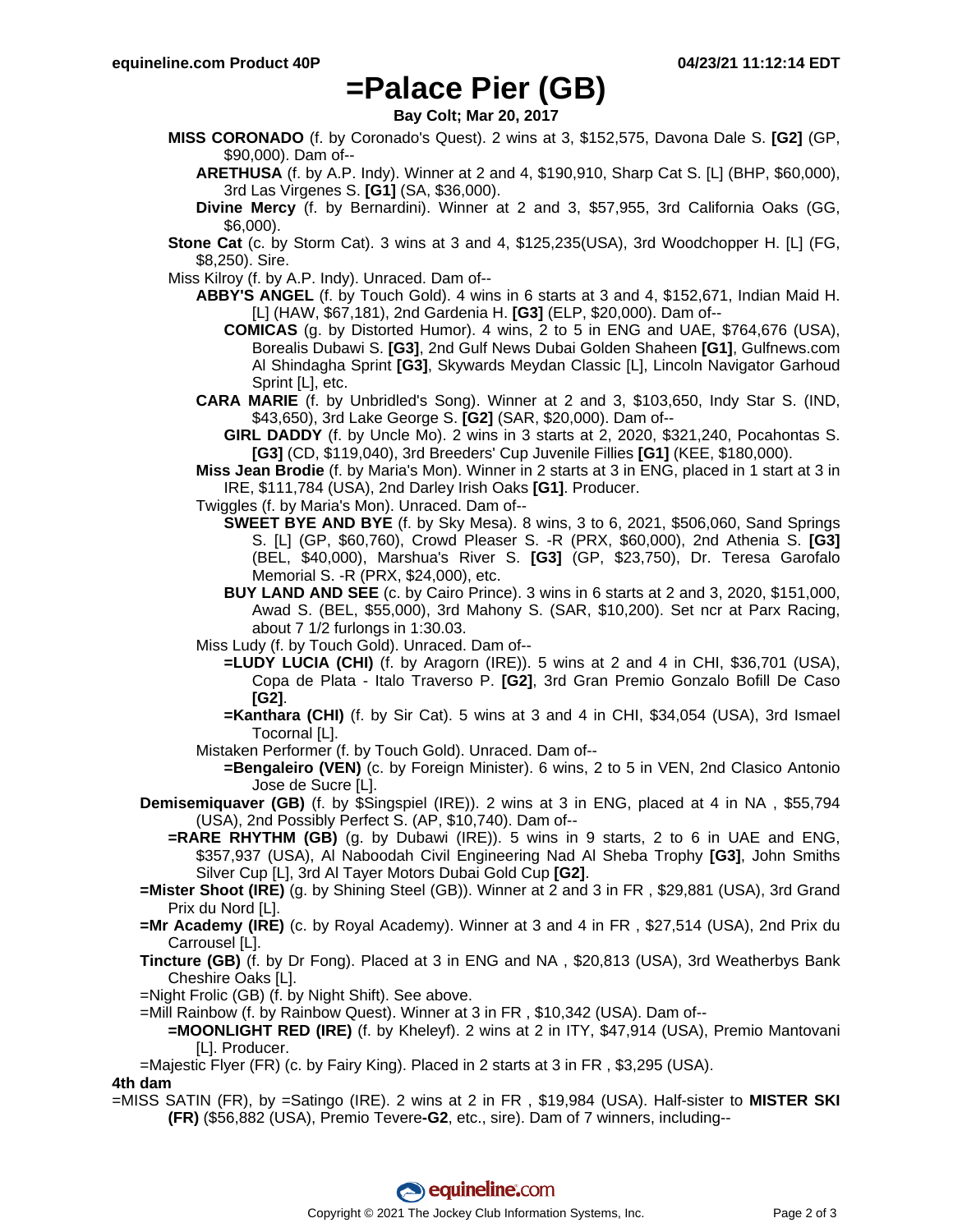# =Palace Pier (GB)

**Bay Colt; Mar 20, 2017**

**MISS CORONADO** (f. by Coronado's Quest). 2 wins at 3, $152,575, Davona Dale S. **[G2]** (GP, $90,000). Dam of--

- **ARETHUSA** (f. by A.P. Indy). Winner at 2 and 4, $190,910, Sharp Cat S. [L] (BHP, $60,000), 3rd Las Virgenes S. **[G1]** (SA, $36,000).
- **Divine Mercy** (f. by Bernardini). Winner at 2 and 3, $57,955, 3rd California Oaks (GG, $6,000).

**Stone Cat** (c. by Storm Cat). 3 wins at 3 and 4, $125,235(USA), 3rd Woodchopper H. [L] (FG, $8,250). Sire.

Miss Kilroy (f. by A.P. Indy). Unraced. Dam of--

- **ABBY'S ANGEL** (f. by Touch Gold). 4 wins in 6 starts at 3 and 4, $152,671, Indian Maid H. [L] (HAW, $67,181), 2nd Gardenia H. **[G3]** (ELP, $20,000). Dam of--
  - **COMICAS** (g. by Distorted Humor). 4 wins, 2 to 5 in ENG and UAE, $764,676 (USA), Borealis Dubawi S. **[G3]**, 2nd Gulf News Dubai Golden Shaheen **[G1]**, Gulfnews.com Al Shindagha Sprint **[G3]**, Skywards Meydan Classic [L], Lincoln Navigator Garhoud Sprint [L], etc.
- **CARA MARIE** (f. by Unbridled's Song). Winner at 2 and 3, $103,650, Indy Star S. (IND, $43,650), 3rd Lake George S. **[G2]** (SAR, $20,000). Dam of--
  - **GIRL DADDY** (f. by Uncle Mo). 2 wins in 3 starts at 2, 2020, $321,240, Pocahontas S. **[G3]** (CD, $119,040), 3rd Breeders' Cup Juvenile Fillies **[G1]** (KEE, $180,000).
- **Miss Jean Brodie** (f. by Maria's Mon). Winner in 2 starts at 3 in ENG, placed in 1 start at 3 in IRE, $111,784 (USA), 2nd Darley Irish Oaks **[G1]**. Producer.
- Twiggles (f. by Maria's Mon). Unraced. Dam of--
  - **SWEET BYE AND BYE** (f. by Sky Mesa). 8 wins, 3 to 6, 2021, $506,060, Sand Springs S. [L] (GP, $60,760), Crowd Pleaser S. -R (PRX, $60,000), 2nd Athenia S. **[G3]** (BEL, $40,000), Marshua's River S. **[G3]** (GP, $23,750), Dr. Teresa Garofalo Memorial S. -R (PRX, $24,000), etc.
  - **BUY LAND AND SEE** (c. by Cairo Prince). 3 wins in 6 starts at 2 and 3, 2020, $151,000, Awad S. (BEL, $55,000), 3rd Mahony S. (SAR, $10,200). Set ncr at Parx Racing, about 7 1/2 furlongs in 1:30.03.
- Miss Ludy (f. by Touch Gold). Unraced. Dam of--
  - **=LUDY LUCIA (CHI)** (f. by Aragorn (IRE)). 5 wins at 2 and 4 in CHI, $36,701 (USA), Copa de Plata - Italo Traverso P. **[G2]**, 3rd Gran Premio Gonzalo Bofill De Caso **[G2]**.
  - **=Kanthara (CHI)** (f. by Sir Cat). 5 wins at 3 and 4 in CHI, $34,054 (USA), 3rd Ismael Tocornal [L].
- Mistaken Performer (f. by Touch Gold). Unraced. Dam of--
  - **=Bengaleiro (VEN)** (c. by Foreign Minister). 6 wins, 2 to 5 in VEN, 2nd Clasico Antonio Jose de Sucre [L].

**Demisemiquaver (GB)** (f. by $Singspiel (IRE)). 2 wins at 3 in ENG, placed at 4 in NA , $55,794 (USA), 2nd Possibly Perfect S. (AP, $10,740). Dam of--

- **=RARE RHYTHM (GB)** (g. by Dubawi (IRE)). 5 wins in 9 starts, 2 to 6 in UAE and ENG, $357,937 (USA), Al Naboodah Civil Engineering Nad Al Sheba Trophy **[G3]**, John Smiths Silver Cup [L], 3rd Al Tayer Motors Dubai Gold Cup **[G2]**.

**=Mister Shoot (IRE)** (g. by Shining Steel (GB)). Winner at 2 and 3 in FR , $29,881 (USA), 3rd Grand Prix du Nord [L].

**=Mr Academy (IRE)** (c. by Royal Academy). Winner at 3 and 4 in FR , $27,514 (USA), 2nd Prix du Carrousel [L].

**Tincture (GB)** (f. by Dr Fong). Placed at 3 in ENG and NA , $20,813 (USA), 3rd Weatherbys Bank Cheshire Oaks [L].

=Night Frolic (GB) (f. by Night Shift). See above.

=Mill Rainbow (f. by Rainbow Quest). Winner at 3 in FR , $10,342 (USA). Dam of--

- **=MOONLIGHT RED (IRE)** (f. by Kheleyf). 2 wins at 2 in ITY, $47,914 (USA), Premio Mantovani [L]. Producer.

=Majestic Flyer (FR) (c. by Fairy King). Placed in 2 starts at 3 in FR , $3,295 (USA).

**4th dam**

=MISS SATIN (FR), by =Satingo (IRE). 2 wins at 2 in FR , $19,984 (USA). Half-sister to **MISTER SKI (FR)** ($56,882 (USA), Premio Tevere-**G2**, etc., sire). Dam of 7 winners, including--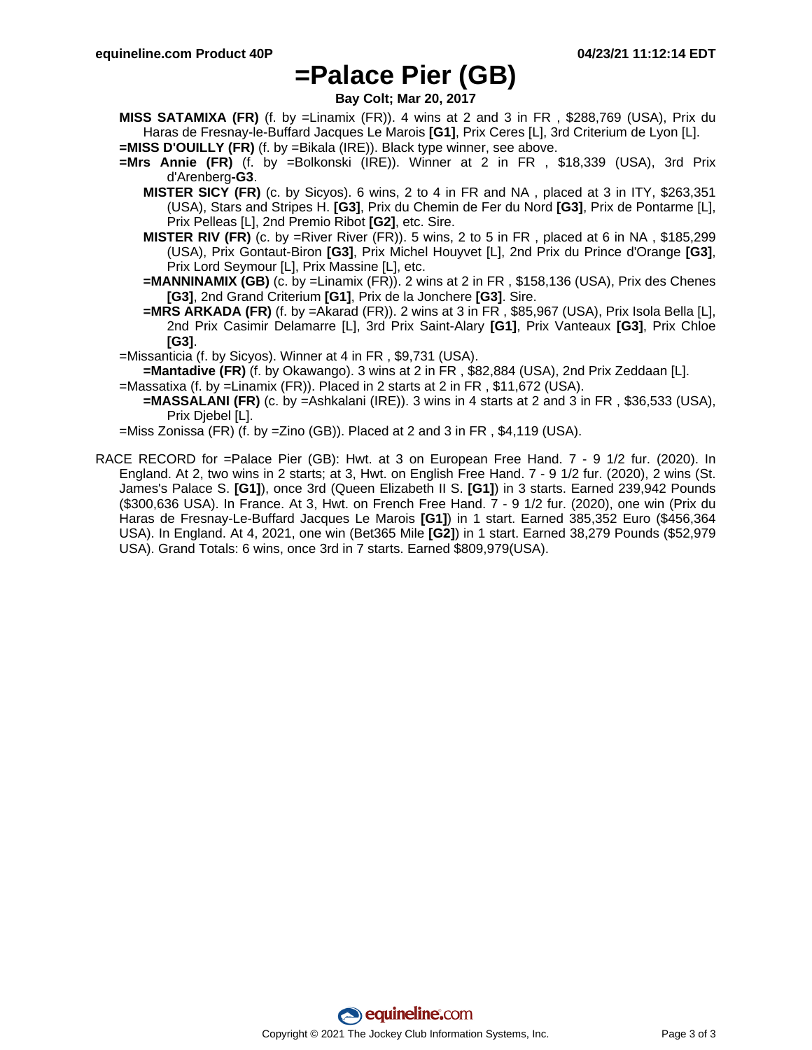# =Palace Pier (GB)

**Bay Colt; Mar 20, 2017**

**MISS SATAMIXA (FR)** (f. by =Linamix (FR)). 4 wins at 2 and 3 in FR , $288,769 (USA), Prix du Haras de Fresnay-le-Buffard Jacques Le Marois **[G1]**, Prix Ceres [L], 3rd Criterium de Lyon [L].

**=MISS D'OUILLY (FR)** (f. by =Bikala (IRE)). Black type winner, see above.

**=Mrs Annie (FR)** (f. by =Bolkonski (IRE)). Winner at 2 in FR , $18,339 (USA), 3rd Prix d'Arenberg**-G3**.

**MISTER SICY (FR)** (c. by Sicyos). 6 wins, 2 to 4 in FR and NA , placed at 3 in ITY, $263,351 (USA), Stars and Stripes H. **[G3]**, Prix du Chemin de Fer du Nord **[G3]**, Prix de Pontarme [L], Prix Pelleas [L], 2nd Premio Ribot **[G2]**, etc. Sire.

**MISTER RIV (FR)** (c. by =River River (FR)). 5 wins, 2 to 5 in FR , placed at 6 in NA , $185,299 (USA), Prix Gontaut-Biron **[G3]**, Prix Michel Houyvet [L], 2nd Prix du Prince d'Orange **[G3]**, Prix Lord Seymour [L], Prix Massine [L], etc.

**=MANNINAMIX (GB)** (c. by =Linamix (FR)). 2 wins at 2 in FR , $158,136 (USA), Prix des Chenes **[G3]**, 2nd Grand Criterium **[G1]**, Prix de la Jonchere **[G3]**. Sire.

**=MRS ARKADA (FR)** (f. by =Akarad (FR)). 2 wins at 3 in FR , $85,967 (USA), Prix Isola Bella [L], 2nd Prix Casimir Delamarre [L], 3rd Prix Saint-Alary **[G1]**, Prix Vanteaux **[G3]**, Prix Chloe **[G3]**.

=Missanticia (f. by Sicyos). Winner at 4 in FR , $9,731 (USA).

**=Mantadive (FR)** (f. by Okawango). 3 wins at 2 in FR , $82,884 (USA), 2nd Prix Zeddaan [L].

=Massatixa (f. by =Linamix (FR)). Placed in 2 starts at 2 in FR , $11,672 (USA).

**=MASSALANI (FR)** (c. by =Ashkalani (IRE)). 3 wins in 4 starts at 2 and 3 in FR , $36,533 (USA), Prix Djebel [L].

=Miss Zonissa (FR) (f. by =Zino (GB)). Placed at 2 and 3 in FR , $4,119 (USA).

RACE RECORD for =Palace Pier (GB): Hwt. at 3 on European Free Hand. 7 - 9 1/2 fur. (2020). In England. At 2, two wins in 2 starts; at 3, Hwt. on English Free Hand. 7 - 9 1/2 fur. (2020), 2 wins (St. James's Palace S. **[G1]**), once 3rd (Queen Elizabeth II S. **[G1]**) in 3 starts. Earned 239,942 Pounds ($300,636 USA). In France. At 3, Hwt. on French Free Hand. 7 - 9 1/2 fur. (2020), one win (Prix du Haras de Fresnay-Le-Buffard Jacques Le Marois **[G1]**) in 1 start. Earned 385,352 Euro ($456,364 USA). In England. At 4, 2021, one win (Bet365 Mile **[G2]**) in 1 start. Earned 38,279 Pounds ($52,979 USA). Grand Totals: 6 wins, once 3rd in 7 starts. Earned $809,979(USA).